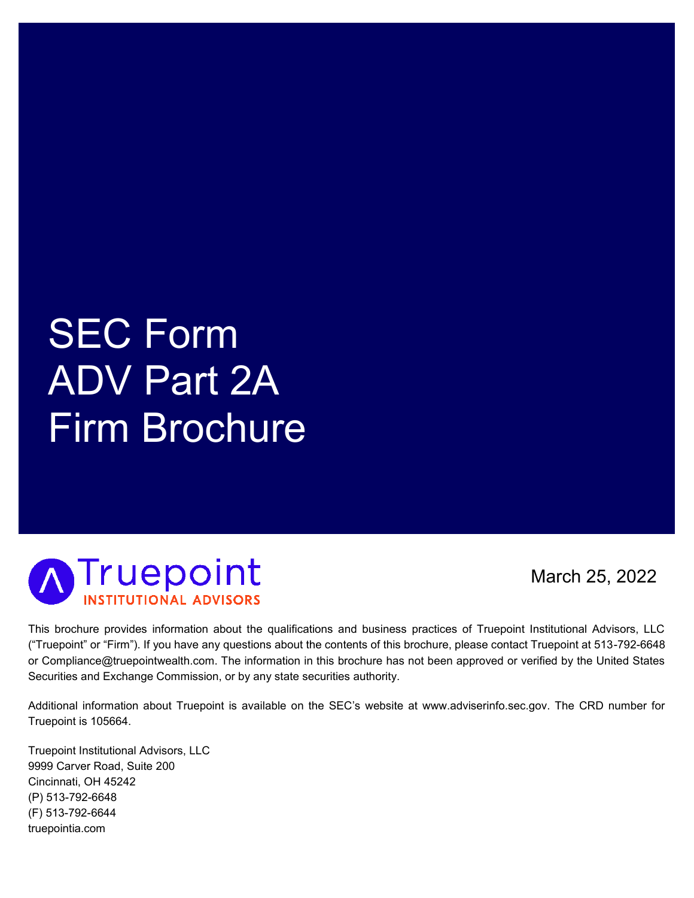# SEC Form ADV Part 2A Firm Brochure

Truepoint
INSTITUTIONAL ADVISORS

March 25, 2022

This brochure provides information about the qualifications and business practices of Truepoint Institutional Advisors, LLC ("Truepoint" or "Firm"). If you have any questions about the contents of this brochure, please contact Truepoint at 513-792-6648 or Compliance@truepointwealth.com. The information in this brochure has not been approved or verified by the United States Securities and Exchange Commission, or by any state securities authority.

Additional information about Truepoint is available on the SEC's website at www.adviserinfo.sec.gov. The CRD number for Truepoint is 105664.

Truepoint Institutional Advisors, LLC
9999 Carver Road, Suite 200
Cincinnati, OH 45242
(P) 513-792-6648
(F) 513-792-6644
truepointia.com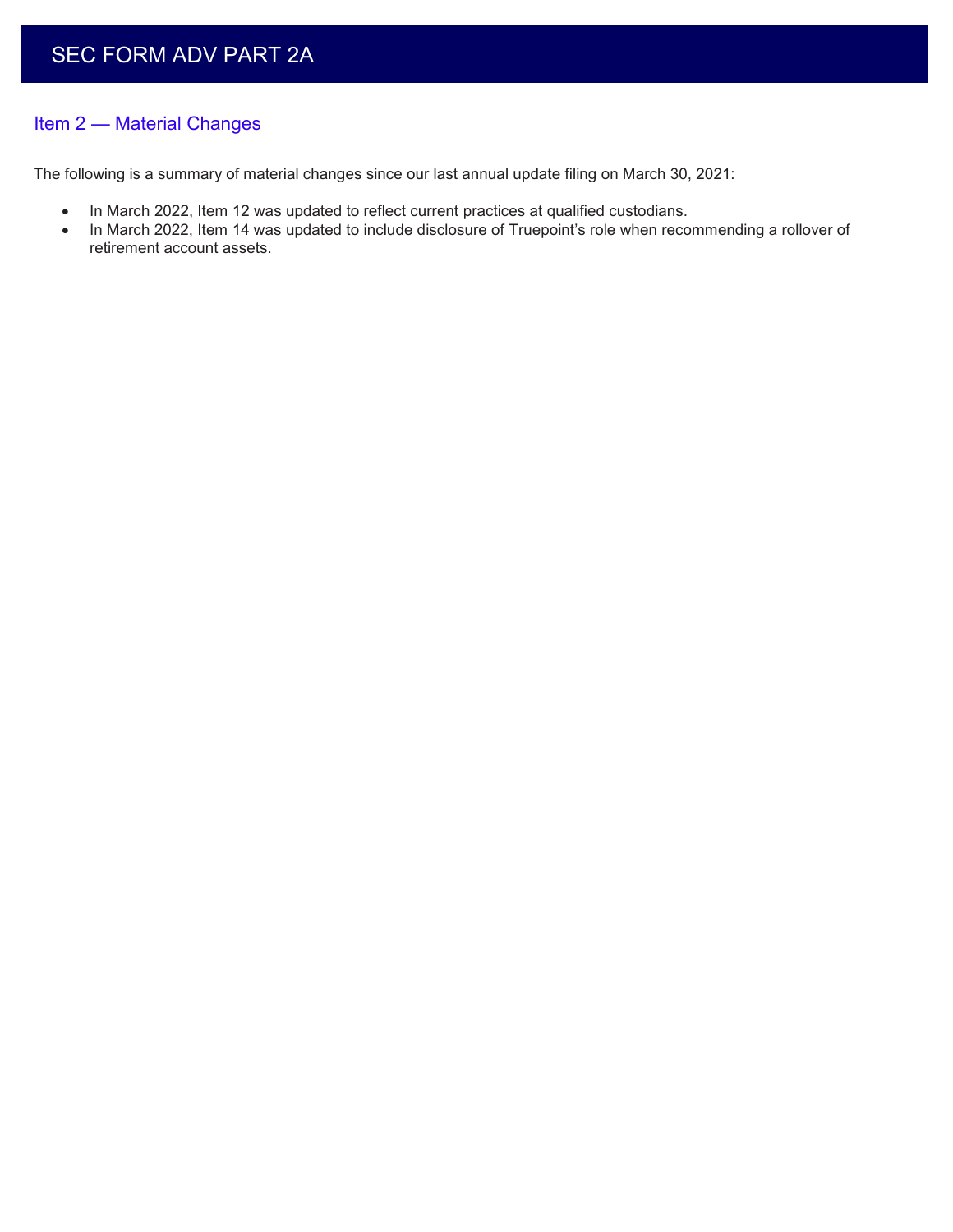# SEC FORM ADV PART 2A

## Item 2 — Material Changes

The following is a summary of material changes since our last annual update filing on March 30, 2021:

- In March 2022, Item 12 was updated to reflect current practices at qualified custodians.
- In March 2022, Item 14 was updated to include disclosure of Truepoint's role when recommending a rollover of retirement account assets.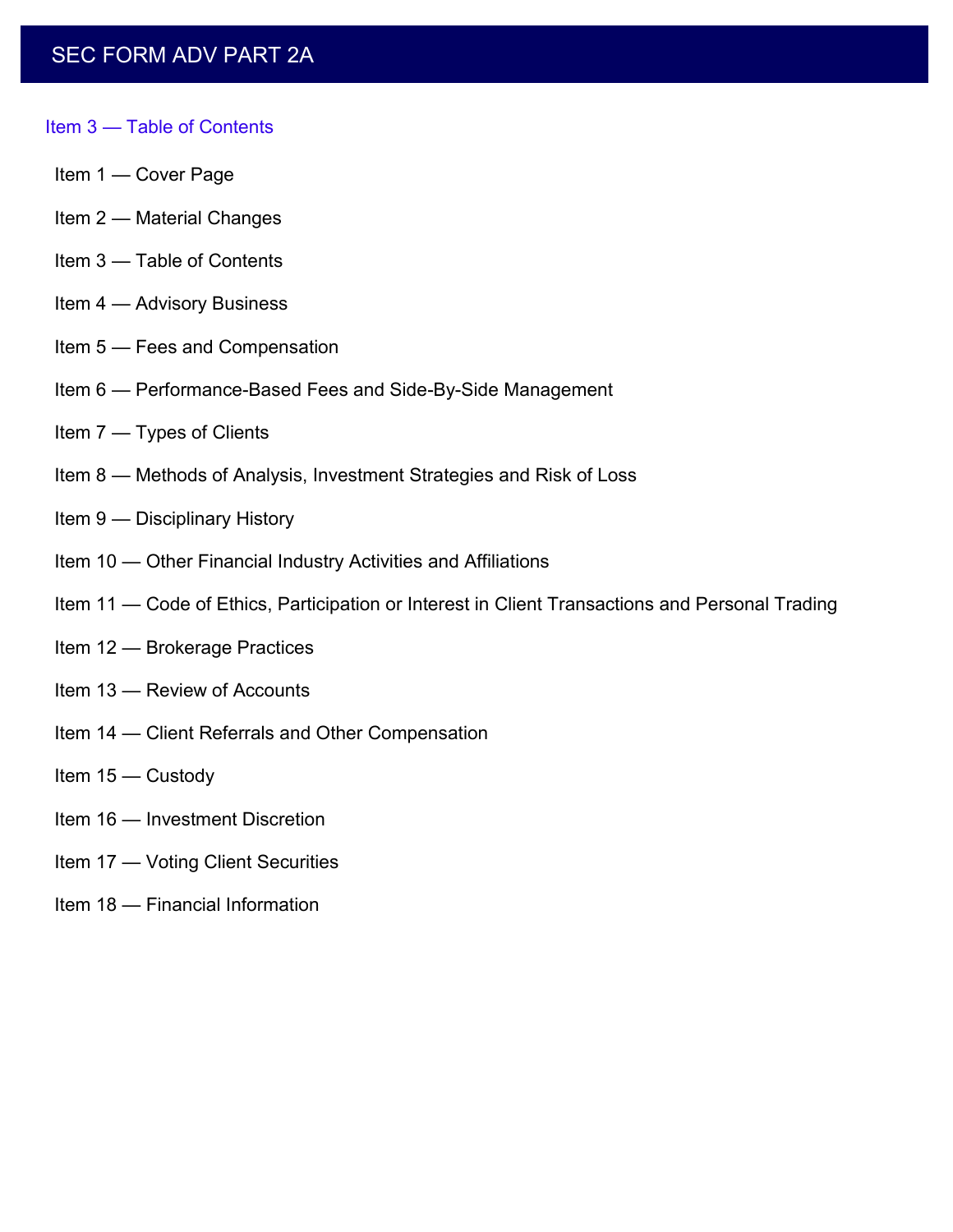# SEC FORM ADV PART 2A

## Item 3 — Table of Contents

Item 1 — Cover Page

Item 2 — Material Changes

Item 3 — Table of Contents

Item 4 — Advisory Business

Item 5 — Fees and Compensation

Item 6 — Performance-Based Fees and Side-By-Side Management

Item 7 — Types of Clients

Item 8 — Methods of Analysis, Investment Strategies and Risk of Loss

Item 9 — Disciplinary History

Item 10 — Other Financial Industry Activities and Affiliations

Item 11 — Code of Ethics, Participation or Interest in Client Transactions and Personal Trading

Item 12 — Brokerage Practices

Item 13 — Review of Accounts

Item 14 — Client Referrals and Other Compensation

Item 15 — Custody

Item 16 — Investment Discretion

Item 17 — Voting Client Securities

Item 18 — Financial Information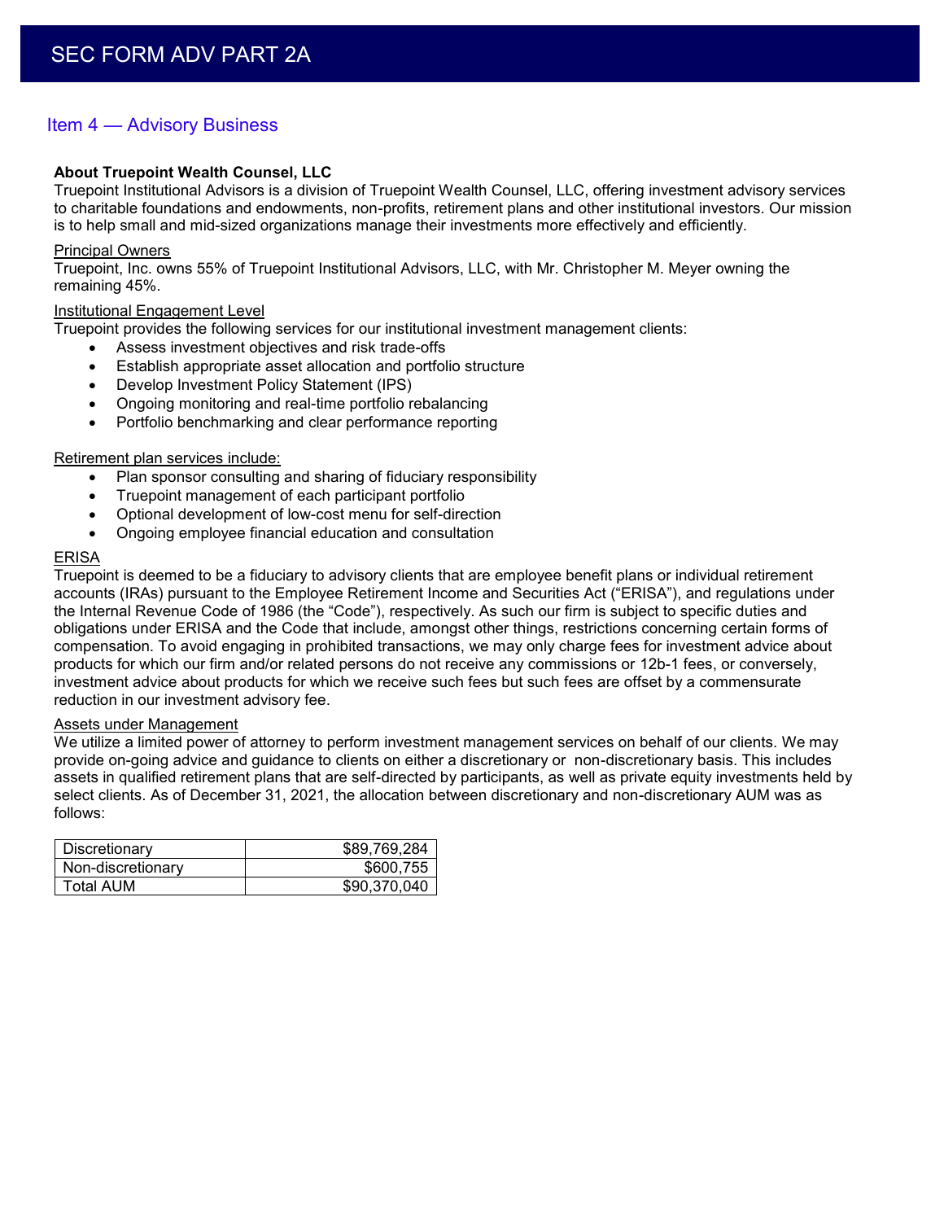# SEC FORM ADV PART 2A

## Item 4 — Advisory Business

**About Truepoint Wealth Counsel, LLC**
Truepoint Institutional Advisors is a division of Truepoint Wealth Counsel, LLC, offering investment advisory services to charitable foundations and endowments, non-profits, retirement plans and other institutional investors. Our mission is to help small and mid-sized organizations manage their investments more effectively and efficiently.

<u>Principal Owners</u>
Truepoint, Inc. owns 55% of Truepoint Institutional Advisors, LLC, with Mr. Christopher M. Meyer owning the remaining 45%.

<u>Institutional Engagement Level</u>
Truepoint provides the following services for our institutional investment management clients:

- Assess investment objectives and risk trade-offs
- Establish appropriate asset allocation and portfolio structure
- Develop Investment Policy Statement (IPS)
- Ongoing monitoring and real-time portfolio rebalancing
- Portfolio benchmarking and clear performance reporting

<u>Retirement plan services include:</u>

- Plan sponsor consulting and sharing of fiduciary responsibility
- Truepoint management of each participant portfolio
- Optional development of low-cost menu for self-direction
- Ongoing employee financial education and consultation

<u>ERISA</u>
Truepoint is deemed to be a fiduciary to advisory clients that are employee benefit plans or individual retirement accounts (IRAs) pursuant to the Employee Retirement Income and Securities Act ("ERISA"), and regulations under the Internal Revenue Code of 1986 (the "Code"), respectively. As such our firm is subject to specific duties and obligations under ERISA and the Code that include, amongst other things, restrictions concerning certain forms of compensation. To avoid engaging in prohibited transactions, we may only charge fees for investment advice about products for which our firm and/or related persons do not receive any commissions or 12b-1 fees, or conversely, investment advice about products for which we receive such fees but such fees are offset by a commensurate reduction in our investment advisory fee.

<u>Assets under Management</u>
We utilize a limited power of attorney to perform investment management services on behalf of our clients. We may provide on-going advice and guidance to clients on either a discretionary or non-discretionary basis. This includes assets in qualified retirement plans that are self-directed by participants, as well as private equity investments held by select clients. As of December 31, 2021, the allocation between discretionary and non-discretionary AUM was as follows:

| | |
|---|---:|
| Discretionary | $89,769,284 |
| Non-discretionary | $600,755 |
| Total AUM | $90,370,040 |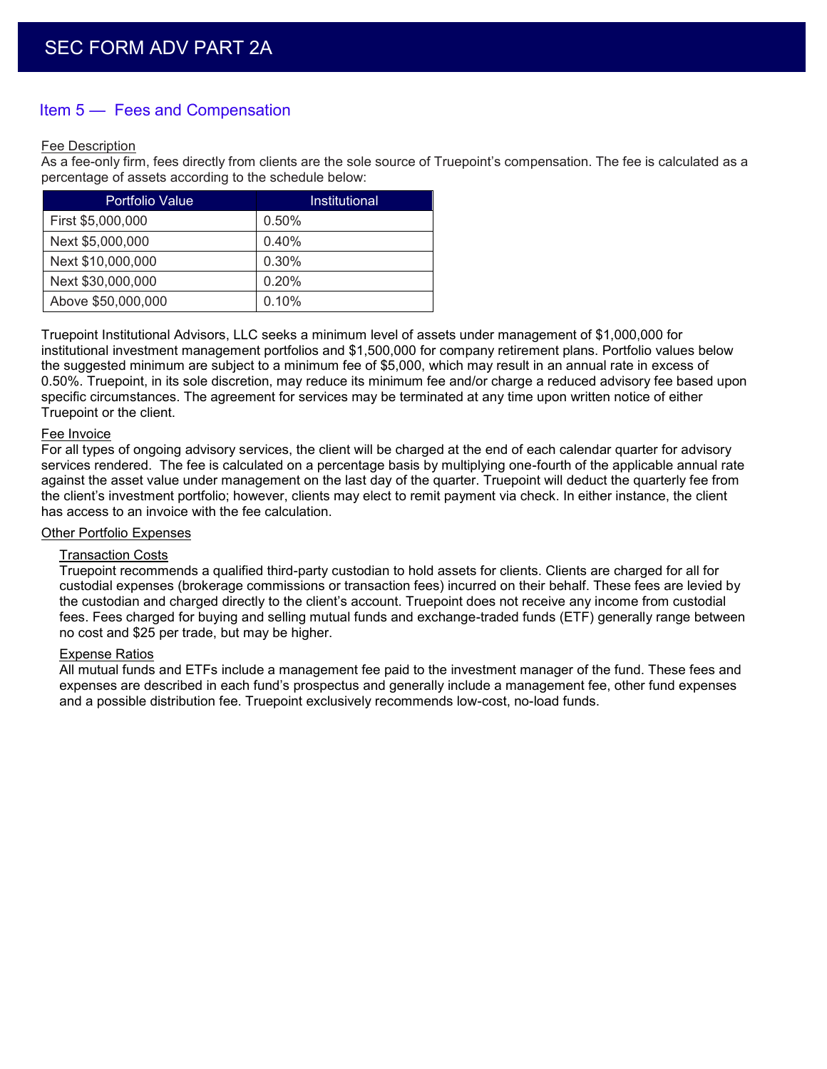## Item 5 — Fees and Compensation

Fee Description

As a fee-only firm, fees directly from clients are the sole source of Truepoint's compensation. The fee is calculated as a percentage of assets according to the schedule below:

| Portfolio Value | Institutional |
|---|---|
| First $5,000,000 | 0.50% |
| Next $5,000,000 | 0.40% |
| Next $10,000,000 | 0.30% |
| Next $30,000,000 | 0.20% |
| Above $50,000,000 | 0.10% |

Truepoint Institutional Advisors, LLC seeks a minimum level of assets under management of $1,000,000 for institutional investment management portfolios and $1,500,000 for company retirement plans. Portfolio values below the suggested minimum are subject to a minimum fee of $5,000, which may result in an annual rate in excess of 0.50%. Truepoint, in its sole discretion, may reduce its minimum fee and/or charge a reduced advisory fee based upon specific circumstances. The agreement for services may be terminated at any time upon written notice of either Truepoint or the client.

Fee Invoice

For all types of ongoing advisory services, the client will be charged at the end of each calendar quarter for advisory services rendered. The fee is calculated on a percentage basis by multiplying one-fourth of the applicable annual rate against the asset value under management on the last day of the quarter. Truepoint will deduct the quarterly fee from the client's investment portfolio; however, clients may elect to remit payment via check. In either instance, the client has access to an invoice with the fee calculation.

Other Portfolio Expenses

Transaction Costs

Truepoint recommends a qualified third-party custodian to hold assets for clients. Clients are charged for all for custodial expenses (brokerage commissions or transaction fees) incurred on their behalf. These fees are levied by the custodian and charged directly to the client's account. Truepoint does not receive any income from custodial fees. Fees charged for buying and selling mutual funds and exchange-traded funds (ETF) generally range between no cost and $25 per trade, but may be higher.

Expense Ratios

All mutual funds and ETFs include a management fee paid to the investment manager of the fund. These fees and expenses are described in each fund's prospectus and generally include a management fee, other fund expenses and a possible distribution fee. Truepoint exclusively recommends low-cost, no-load funds.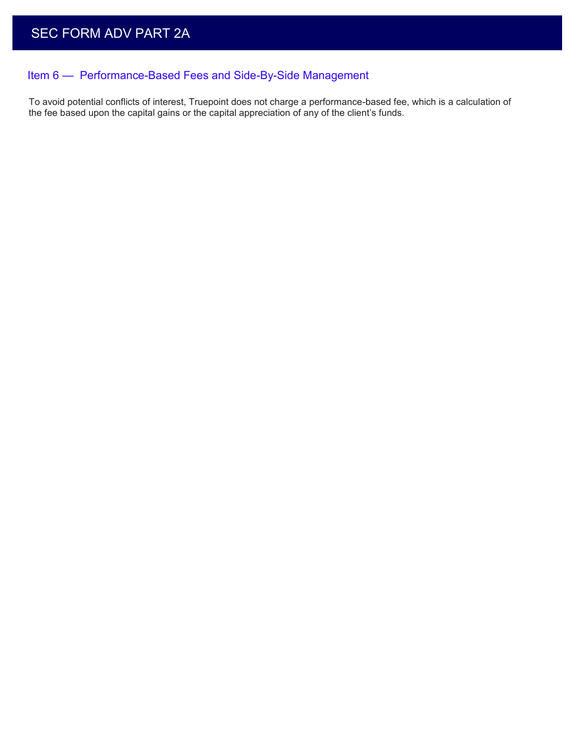## Item 6 — Performance-Based Fees and Side-By-Side Management

To avoid potential conflicts of interest, Truepoint does not charge a performance-based fee, which is a calculation of the fee based upon the capital gains or the capital appreciation of any of the client's funds.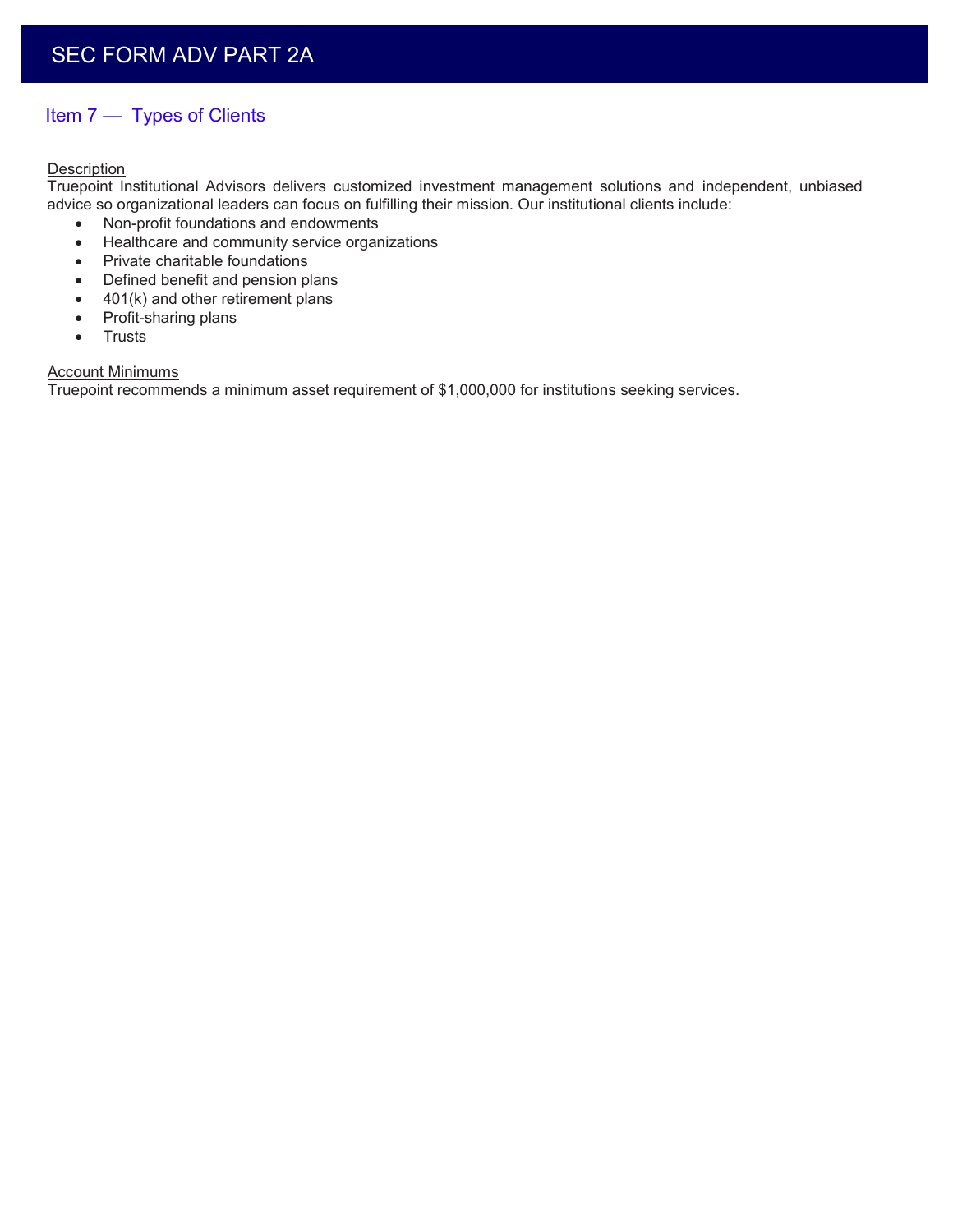## Item 7 — Types of Clients

Description

Truepoint Institutional Advisors delivers customized investment management solutions and independent, unbiased advice so organizational leaders can focus on fulfilling their mission. Our institutional clients include:

- Non-profit foundations and endowments
- Healthcare and community service organizations
- Private charitable foundations
- Defined benefit and pension plans
- 401(k) and other retirement plans
- Profit-sharing plans
- Trusts

Account Minimums

Truepoint recommends a minimum asset requirement of $1,000,000 for institutions seeking services.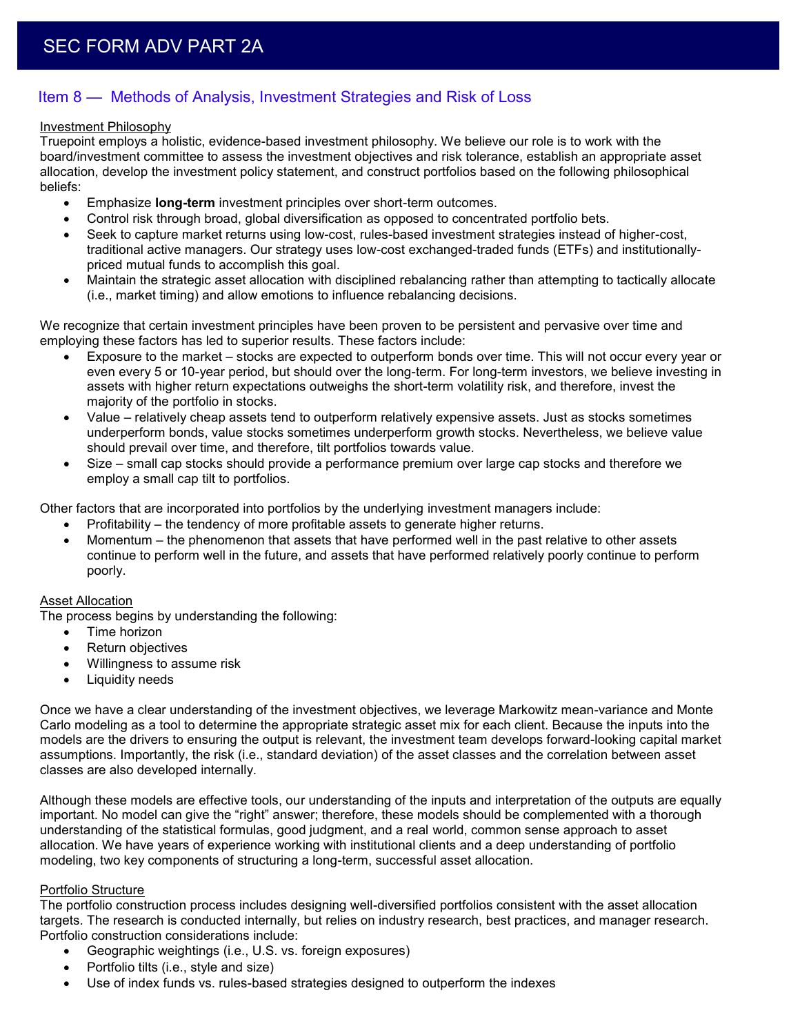## Item 8 — Methods of Analysis, Investment Strategies and Risk of Loss

### Investment Philosophy

Truepoint employs a holistic, evidence-based investment philosophy. We believe our role is to work with the board/investment committee to assess the investment objectives and risk tolerance, establish an appropriate asset allocation, develop the investment policy statement, and construct portfolios based on the following philosophical beliefs:

- Emphasize **long-term** investment principles over short-term outcomes.
- Control risk through broad, global diversification as opposed to concentrated portfolio bets.
- Seek to capture market returns using low-cost, rules-based investment strategies instead of higher-cost, traditional active managers. Our strategy uses low-cost exchanged-traded funds (ETFs) and institutionally-priced mutual funds to accomplish this goal.
- Maintain the strategic asset allocation with disciplined rebalancing rather than attempting to tactically allocate (i.e., market timing) and allow emotions to influence rebalancing decisions.

We recognize that certain investment principles have been proven to be persistent and pervasive over time and employing these factors has led to superior results. These factors include:

- Exposure to the market – stocks are expected to outperform bonds over time. This will not occur every year or even every 5 or 10-year period, but should over the long-term. For long-term investors, we believe investing in assets with higher return expectations outweighs the short-term volatility risk, and therefore, invest the majority of the portfolio in stocks.
- Value – relatively cheap assets tend to outperform relatively expensive assets. Just as stocks sometimes underperform bonds, value stocks sometimes underperform growth stocks. Nevertheless, we believe value should prevail over time, and therefore, tilt portfolios towards value.
- Size – small cap stocks should provide a performance premium over large cap stocks and therefore we employ a small cap tilt to portfolios.

Other factors that are incorporated into portfolios by the underlying investment managers include:

- Profitability – the tendency of more profitable assets to generate higher returns.
- Momentum – the phenomenon that assets that have performed well in the past relative to other assets continue to perform well in the future, and assets that have performed relatively poorly continue to perform poorly.

### Asset Allocation

The process begins by understanding the following:

- Time horizon
- Return objectives
- Willingness to assume risk
- Liquidity needs

Once we have a clear understanding of the investment objectives, we leverage Markowitz mean-variance and Monte Carlo modeling as a tool to determine the appropriate strategic asset mix for each client. Because the inputs into the models are the drivers to ensuring the output is relevant, the investment team develops forward-looking capital market assumptions. Importantly, the risk (i.e., standard deviation) of the asset classes and the correlation between asset classes are also developed internally.

Although these models can be effective tools, our understanding of the inputs and interpretation of the outputs are equally important. No model can give the "right" answer; therefore, these models should be complemented with a thorough understanding of the statistical formulas, good judgment, and a real world, common sense approach to asset allocation. We have years of experience working with institutional clients and a deep understanding of portfolio modeling, two key components of structuring a long-term, successful asset allocation.

### Portfolio Structure

The portfolio construction process includes designing well-diversified portfolios consistent with the asset allocation targets. The research is conducted internally, but relies on industry research, best practices, and manager research. Portfolio construction considerations include:

- Geographic weightings (i.e., U.S. vs. foreign exposures)
- Portfolio tilts (i.e., style and size)
- Use of index funds vs. rules-based strategies designed to outperform the indexes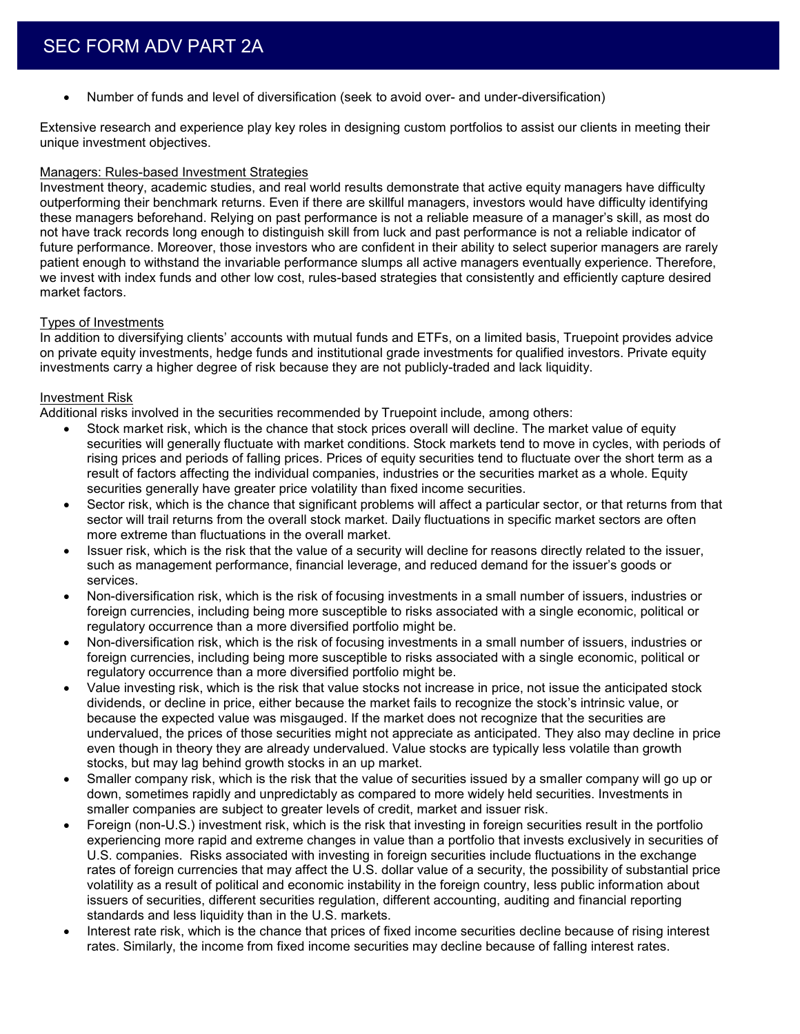- Number of funds and level of diversification (seek to avoid over- and under-diversification)

Extensive research and experience play key roles in designing custom portfolios to assist our clients in meeting their unique investment objectives.

Managers: Rules-based Investment Strategies

Investment theory, academic studies, and real world results demonstrate that active equity managers have difficulty outperforming their benchmark returns. Even if there are skillful managers, investors would have difficulty identifying these managers beforehand. Relying on past performance is not a reliable measure of a manager's skill, as most do not have track records long enough to distinguish skill from luck and past performance is not a reliable indicator of future performance. Moreover, those investors who are confident in their ability to select superior managers are rarely patient enough to withstand the invariable performance slumps all active managers eventually experience. Therefore, we invest with index funds and other low cost, rules-based strategies that consistently and efficiently capture desired market factors.

Types of Investments

In addition to diversifying clients' accounts with mutual funds and ETFs, on a limited basis, Truepoint provides advice on private equity investments, hedge funds and institutional grade investments for qualified investors. Private equity investments carry a higher degree of risk because they are not publicly-traded and lack liquidity.

Investment Risk

Additional risks involved in the securities recommended by Truepoint include, among others:

- Stock market risk, which is the chance that stock prices overall will decline. The market value of equity securities will generally fluctuate with market conditions. Stock markets tend to move in cycles, with periods of rising prices and periods of falling prices. Prices of equity securities tend to fluctuate over the short term as a result of factors affecting the individual companies, industries or the securities market as a whole. Equity securities generally have greater price volatility than fixed income securities.
- Sector risk, which is the chance that significant problems will affect a particular sector, or that returns from that sector will trail returns from the overall stock market. Daily fluctuations in specific market sectors are often more extreme than fluctuations in the overall market.
- Issuer risk, which is the risk that the value of a security will decline for reasons directly related to the issuer, such as management performance, financial leverage, and reduced demand for the issuer's goods or services.
- Non-diversification risk, which is the risk of focusing investments in a small number of issuers, industries or foreign currencies, including being more susceptible to risks associated with a single economic, political or regulatory occurrence than a more diversified portfolio might be.
- Non-diversification risk, which is the risk of focusing investments in a small number of issuers, industries or foreign currencies, including being more susceptible to risks associated with a single economic, political or regulatory occurrence than a more diversified portfolio might be.
- Value investing risk, which is the risk that value stocks not increase in price, not issue the anticipated stock dividends, or decline in price, either because the market fails to recognize the stock's intrinsic value, or because the expected value was misgauged. If the market does not recognize that the securities are undervalued, the prices of those securities might not appreciate as anticipated. They also may decline in price even though in theory they are already undervalued. Value stocks are typically less volatile than growth stocks, but may lag behind growth stocks in an up market.
- Smaller company risk, which is the risk that the value of securities issued by a smaller company will go up or down, sometimes rapidly and unpredictably as compared to more widely held securities. Investments in smaller companies are subject to greater levels of credit, market and issuer risk.
- Foreign (non-U.S.) investment risk, which is the risk that investing in foreign securities result in the portfolio experiencing more rapid and extreme changes in value than a portfolio that invests exclusively in securities of U.S. companies. Risks associated with investing in foreign securities include fluctuations in the exchange rates of foreign currencies that may affect the U.S. dollar value of a security, the possibility of substantial price volatility as a result of political and economic instability in the foreign country, less public information about issuers of securities, different securities regulation, different accounting, auditing and financial reporting standards and less liquidity than in the U.S. markets.
- Interest rate risk, which is the chance that prices of fixed income securities decline because of rising interest rates. Similarly, the income from fixed income securities may decline because of falling interest rates.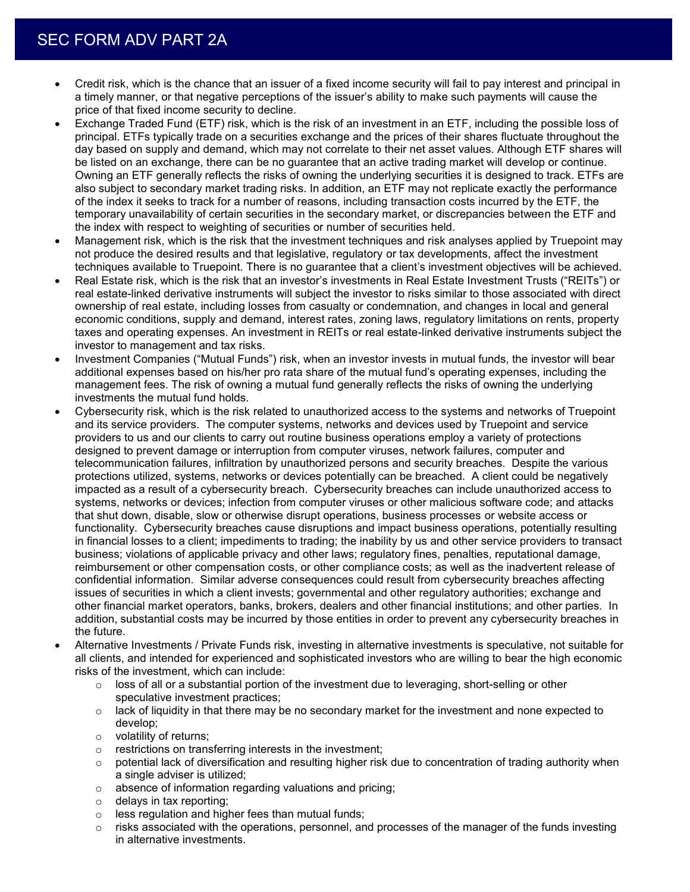- Credit risk, which is the chance that an issuer of a fixed income security will fail to pay interest and principal in a timely manner, or that negative perceptions of the issuer's ability to make such payments will cause the price of that fixed income security to decline.
- Exchange Traded Fund (ETF) risk, which is the risk of an investment in an ETF, including the possible loss of principal. ETFs typically trade on a securities exchange and the prices of their shares fluctuate throughout the day based on supply and demand, which may not correlate to their net asset values. Although ETF shares will be listed on an exchange, there can be no guarantee that an active trading market will develop or continue. Owning an ETF generally reflects the risks of owning the underlying securities it is designed to track. ETFs are also subject to secondary market trading risks. In addition, an ETF may not replicate exactly the performance of the index it seeks to track for a number of reasons, including transaction costs incurred by the ETF, the temporary unavailability of certain securities in the secondary market, or discrepancies between the ETF and the index with respect to weighting of securities or number of securities held.
- Management risk, which is the risk that the investment techniques and risk analyses applied by Truepoint may not produce the desired results and that legislative, regulatory or tax developments, affect the investment techniques available to Truepoint. There is no guarantee that a client's investment objectives will be achieved.
- Real Estate risk, which is the risk that an investor's investments in Real Estate Investment Trusts ("REITs") or real estate-linked derivative instruments will subject the investor to risks similar to those associated with direct ownership of real estate, including losses from casualty or condemnation, and changes in local and general economic conditions, supply and demand, interest rates, zoning laws, regulatory limitations on rents, property taxes and operating expenses. An investment in REITs or real estate-linked derivative instruments subject the investor to management and tax risks.
- Investment Companies ("Mutual Funds") risk, when an investor invests in mutual funds, the investor will bear additional expenses based on his/her pro rata share of the mutual fund's operating expenses, including the management fees. The risk of owning a mutual fund generally reflects the risks of owning the underlying investments the mutual fund holds.
- Cybersecurity risk, which is the risk related to unauthorized access to the systems and networks of Truepoint and its service providers. The computer systems, networks and devices used by Truepoint and service providers to us and our clients to carry out routine business operations employ a variety of protections designed to prevent damage or interruption from computer viruses, network failures, computer and telecommunication failures, infiltration by unauthorized persons and security breaches. Despite the various protections utilized, systems, networks or devices potentially can be breached. A client could be negatively impacted as a result of a cybersecurity breach. Cybersecurity breaches can include unauthorized access to systems, networks or devices; infection from computer viruses or other malicious software code; and attacks that shut down, disable, slow or otherwise disrupt operations, business processes or website access or functionality. Cybersecurity breaches cause disruptions and impact business operations, potentially resulting in financial losses to a client; impediments to trading; the inability by us and other service providers to transact business; violations of applicable privacy and other laws; regulatory fines, penalties, reputational damage, reimbursement or other compensation costs, or other compliance costs; as well as the inadvertent release of confidential information. Similar adverse consequences could result from cybersecurity breaches affecting issues of securities in which a client invests; governmental and other regulatory authorities; exchange and other financial market operators, banks, brokers, dealers and other financial institutions; and other parties. In addition, substantial costs may be incurred by those entities in order to prevent any cybersecurity breaches in the future.
- Alternative Investments / Private Funds risk, investing in alternative investments is speculative, not suitable for all clients, and intended for experienced and sophisticated investors who are willing to bear the high economic risks of the investment, which can include:
  - loss of all or a substantial portion of the investment due to leveraging, short-selling or other speculative investment practices;
  - lack of liquidity in that there may be no secondary market for the investment and none expected to develop;
  - volatility of returns;
  - restrictions on transferring interests in the investment;
  - potential lack of diversification and resulting higher risk due to concentration of trading authority when a single adviser is utilized;
  - absence of information regarding valuations and pricing;
  - delays in tax reporting;
  - less regulation and higher fees than mutual funds;
  - risks associated with the operations, personnel, and processes of the manager of the funds investing in alternative investments.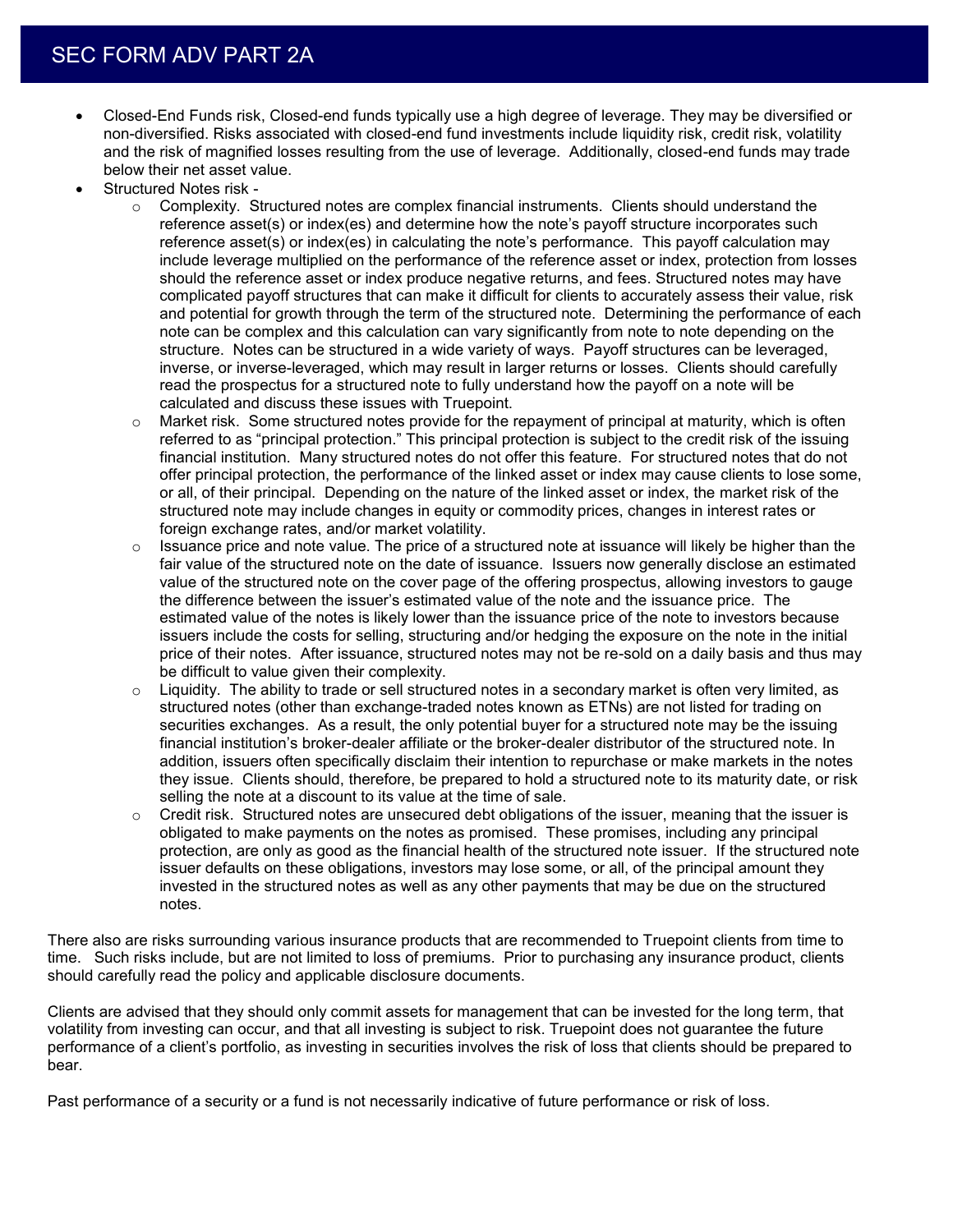- Closed-End Funds risk, Closed-end funds typically use a high degree of leverage. They may be diversified or non-diversified. Risks associated with closed-end fund investments include liquidity risk, credit risk, volatility and the risk of magnified losses resulting from the use of leverage. Additionally, closed-end funds may trade below their net asset value.
- Structured Notes risk -
  - Complexity. Structured notes are complex financial instruments. Clients should understand the reference asset(s) or index(es) and determine how the note's payoff structure incorporates such reference asset(s) or index(es) in calculating the note's performance. This payoff calculation may include leverage multiplied on the performance of the reference asset or index, protection from losses should the reference asset or index produce negative returns, and fees. Structured notes may have complicated payoff structures that can make it difficult for clients to accurately assess their value, risk and potential for growth through the term of the structured note. Determining the performance of each note can be complex and this calculation can vary significantly from note to note depending on the structure. Notes can be structured in a wide variety of ways. Payoff structures can be leveraged, inverse, or inverse-leveraged, which may result in larger returns or losses. Clients should carefully read the prospectus for a structured note to fully understand how the payoff on a note will be calculated and discuss these issues with Truepoint.
  - Market risk. Some structured notes provide for the repayment of principal at maturity, which is often referred to as "principal protection." This principal protection is subject to the credit risk of the issuing financial institution. Many structured notes do not offer this feature. For structured notes that do not offer principal protection, the performance of the linked asset or index may cause clients to lose some, or all, of their principal. Depending on the nature of the linked asset or index, the market risk of the structured note may include changes in equity or commodity prices, changes in interest rates or foreign exchange rates, and/or market volatility.
  - Issuance price and note value. The price of a structured note at issuance will likely be higher than the fair value of the structured note on the date of issuance. Issuers now generally disclose an estimated value of the structured note on the cover page of the offering prospectus, allowing investors to gauge the difference between the issuer's estimated value of the note and the issuance price. The estimated value of the notes is likely lower than the issuance price of the note to investors because issuers include the costs for selling, structuring and/or hedging the exposure on the note in the initial price of their notes. After issuance, structured notes may not be re-sold on a daily basis and thus may be difficult to value given their complexity.
  - Liquidity. The ability to trade or sell structured notes in a secondary market is often very limited, as structured notes (other than exchange-traded notes known as ETNs) are not listed for trading on securities exchanges. As a result, the only potential buyer for a structured note may be the issuing financial institution's broker-dealer affiliate or the broker-dealer distributor of the structured note. In addition, issuers often specifically disclaim their intention to repurchase or make markets in the notes they issue. Clients should, therefore, be prepared to hold a structured note to its maturity date, or risk selling the note at a discount to its value at the time of sale.
  - Credit risk. Structured notes are unsecured debt obligations of the issuer, meaning that the issuer is obligated to make payments on the notes as promised. These promises, including any principal protection, are only as good as the financial health of the structured note issuer. If the structured note issuer defaults on these obligations, investors may lose some, or all, of the principal amount they invested in the structured notes as well as any other payments that may be due on the structured notes.

There also are risks surrounding various insurance products that are recommended to Truepoint clients from time to time. Such risks include, but are not limited to loss of premiums. Prior to purchasing any insurance product, clients should carefully read the policy and applicable disclosure documents.

Clients are advised that they should only commit assets for management that can be invested for the long term, that volatility from investing can occur, and that all investing is subject to risk. Truepoint does not guarantee the future performance of a client's portfolio, as investing in securities involves the risk of loss that clients should be prepared to bear.

Past performance of a security or a fund is not necessarily indicative of future performance or risk of loss.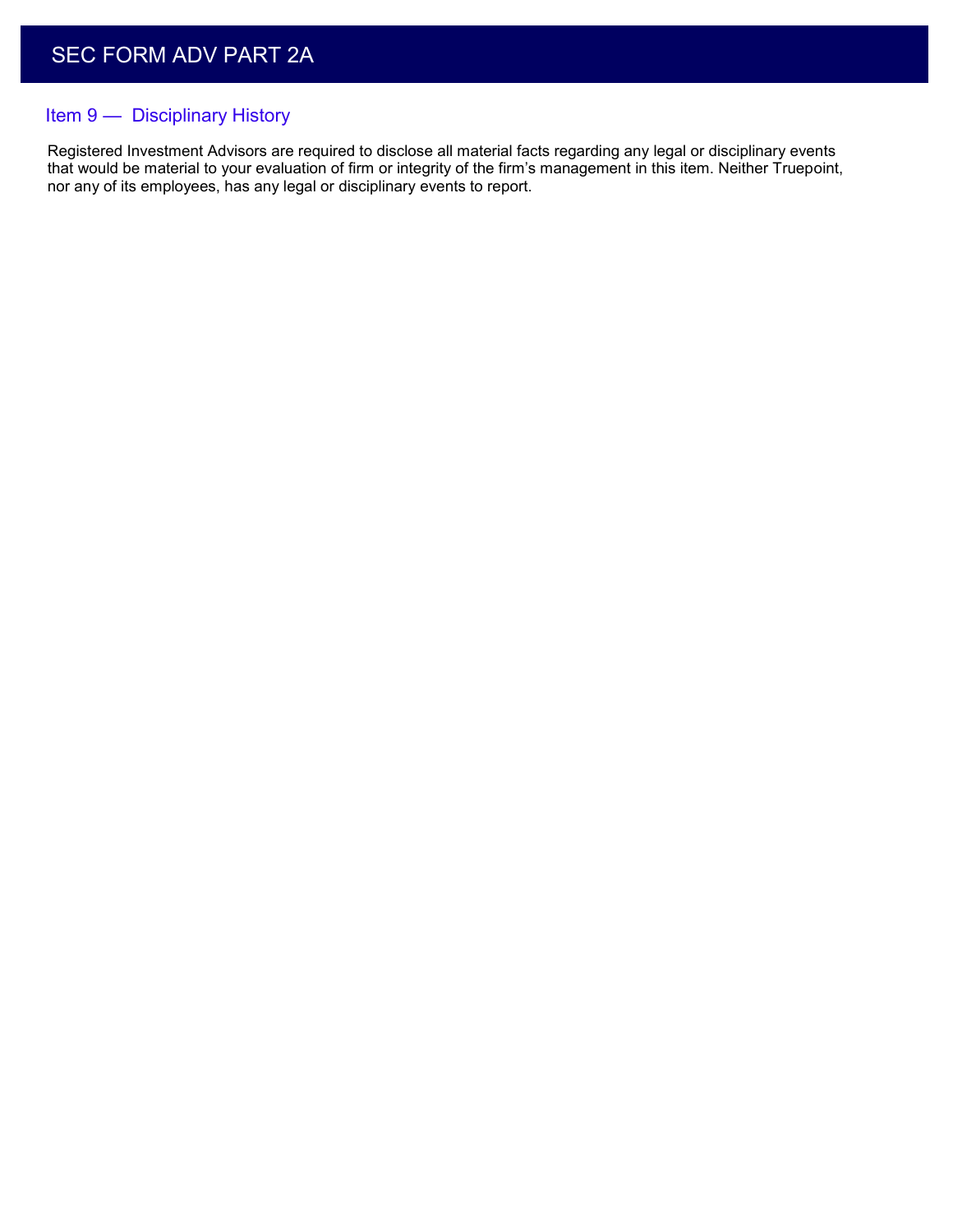## Item 9 — Disciplinary History

Registered Investment Advisors are required to disclose all material facts regarding any legal or disciplinary events that would be material to your evaluation of firm or integrity of the firm's management in this item. Neither Truepoint, nor any of its employees, has any legal or disciplinary events to report.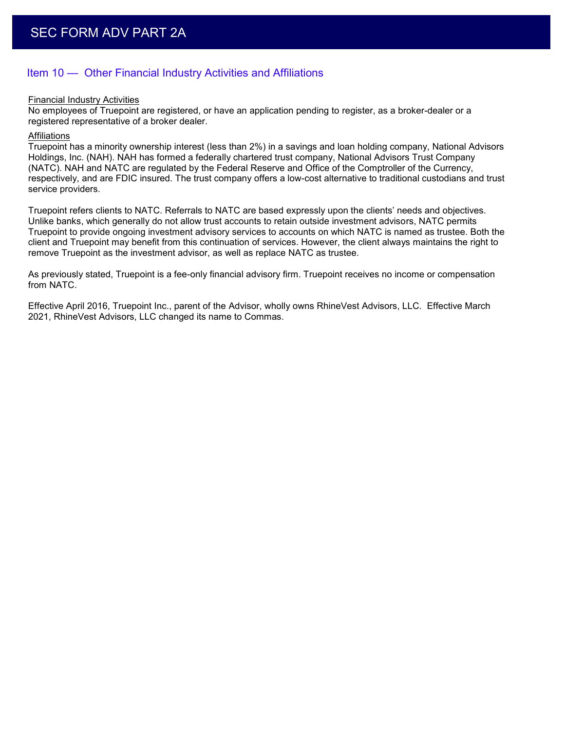## Item 10 — Other Financial Industry Activities and Affiliations

Financial Industry Activities

No employees of Truepoint are registered, or have an application pending to register, as a broker-dealer or a registered representative of a broker dealer.

Affiliations

Truepoint has a minority ownership interest (less than 2%) in a savings and loan holding company, National Advisors Holdings, Inc. (NAH). NAH has formed a federally chartered trust company, National Advisors Trust Company (NATC). NAH and NATC are regulated by the Federal Reserve and Office of the Comptroller of the Currency, respectively, and are FDIC insured. The trust company offers a low-cost alternative to traditional custodians and trust service providers.

Truepoint refers clients to NATC. Referrals to NATC are based expressly upon the clients' needs and objectives. Unlike banks, which generally do not allow trust accounts to retain outside investment advisors, NATC permits Truepoint to provide ongoing investment advisory services to accounts on which NATC is named as trustee. Both the client and Truepoint may benefit from this continuation of services. However, the client always maintains the right to remove Truepoint as the investment advisor, as well as replace NATC as trustee.

As previously stated, Truepoint is a fee-only financial advisory firm. Truepoint receives no income or compensation from NATC.

Effective April 2016, Truepoint Inc., parent of the Advisor, wholly owns RhineVest Advisors, LLC. Effective March 2021, RhineVest Advisors, LLC changed its name to Commas.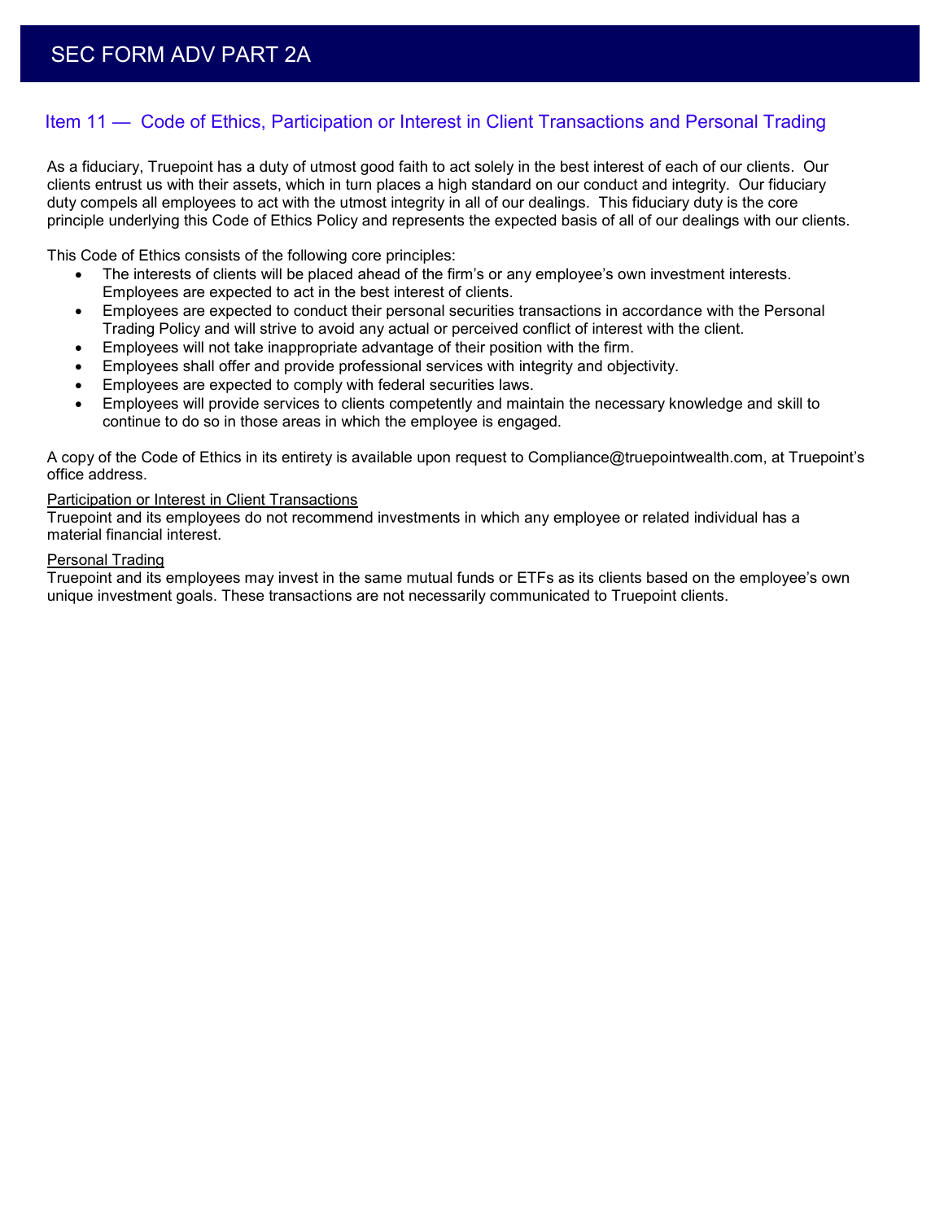## Item 11 — Code of Ethics, Participation or Interest in Client Transactions and Personal Trading

As a fiduciary, Truepoint has a duty of utmost good faith to act solely in the best interest of each of our clients. Our clients entrust us with their assets, which in turn places a high standard on our conduct and integrity. Our fiduciary duty compels all employees to act with the utmost integrity in all of our dealings. This fiduciary duty is the core principle underlying this Code of Ethics Policy and represents the expected basis of all of our dealings with our clients.

This Code of Ethics consists of the following core principles:

- The interests of clients will be placed ahead of the firm's or any employee's own investment interests. Employees are expected to act in the best interest of clients.
- Employees are expected to conduct their personal securities transactions in accordance with the Personal Trading Policy and will strive to avoid any actual or perceived conflict of interest with the client.
- Employees will not take inappropriate advantage of their position with the firm.
- Employees shall offer and provide professional services with integrity and objectivity.
- Employees are expected to comply with federal securities laws.
- Employees will provide services to clients competently and maintain the necessary knowledge and skill to continue to do so in those areas in which the employee is engaged.

A copy of the Code of Ethics in its entirety is available upon request to Compliance@truepointwealth.com, at Truepoint's office address.

Participation or Interest in Client Transactions

Truepoint and its employees do not recommend investments in which any employee or related individual has a material financial interest.

Personal Trading

Truepoint and its employees may invest in the same mutual funds or ETFs as its clients based on the employee's own unique investment goals. These transactions are not necessarily communicated to Truepoint clients.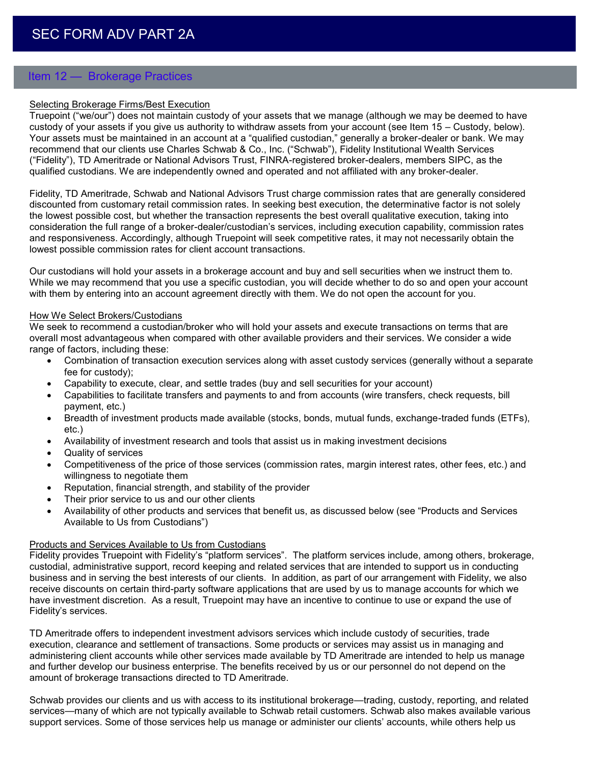# SEC FORM ADV PART 2A

## Item 12 — Brokerage Practices

Selecting Brokerage Firms/Best Execution

Truepoint ("we/our") does not maintain custody of your assets that we manage (although we may be deemed to have custody of your assets if you give us authority to withdraw assets from your account (see Item 15 – Custody, below). Your assets must be maintained in an account at a "qualified custodian," generally a broker-dealer or bank. We may recommend that our clients use Charles Schwab & Co., Inc. ("Schwab"), Fidelity Institutional Wealth Services ("Fidelity"), TD Ameritrade or National Advisors Trust, FINRA-registered broker-dealers, members SIPC, as the qualified custodians. We are independently owned and operated and not affiliated with any broker-dealer.

Fidelity, TD Ameritrade, Schwab and National Advisors Trust charge commission rates that are generally considered discounted from customary retail commission rates. In seeking best execution, the determinative factor is not solely the lowest possible cost, but whether the transaction represents the best overall qualitative execution, taking into consideration the full range of a broker-dealer/custodian's services, including execution capability, commission rates and responsiveness. Accordingly, although Truepoint will seek competitive rates, it may not necessarily obtain the lowest possible commission rates for client account transactions.

Our custodians will hold your assets in a brokerage account and buy and sell securities when we instruct them to. While we may recommend that you use a specific custodian, you will decide whether to do so and open your account with them by entering into an account agreement directly with them. We do not open the account for you.

How We Select Brokers/Custodians

We seek to recommend a custodian/broker who will hold your assets and execute transactions on terms that are overall most advantageous when compared with other available providers and their services. We consider a wide range of factors, including these:

- Combination of transaction execution services along with asset custody services (generally without a separate fee for custody);
- Capability to execute, clear, and settle trades (buy and sell securities for your account)
- Capabilities to facilitate transfers and payments to and from accounts (wire transfers, check requests, bill payment, etc.)
- Breadth of investment products made available (stocks, bonds, mutual funds, exchange-traded funds (ETFs), etc.)
- Availability of investment research and tools that assist us in making investment decisions
- Quality of services
- Competitiveness of the price of those services (commission rates, margin interest rates, other fees, etc.) and willingness to negotiate them
- Reputation, financial strength, and stability of the provider
- Their prior service to us and our other clients
- Availability of other products and services that benefit us, as discussed below (see "Products and Services Available to Us from Custodians")

Products and Services Available to Us from Custodians

Fidelity provides Truepoint with Fidelity's "platform services". The platform services include, among others, brokerage, custodial, administrative support, record keeping and related services that are intended to support us in conducting business and in serving the best interests of our clients. In addition, as part of our arrangement with Fidelity, we also receive discounts on certain third-party software applications that are used by us to manage accounts for which we have investment discretion. As a result, Truepoint may have an incentive to continue to use or expand the use of Fidelity's services.

TD Ameritrade offers to independent investment advisors services which include custody of securities, trade execution, clearance and settlement of transactions. Some products or services may assist us in managing and administering client accounts while other services made available by TD Ameritrade are intended to help us manage and further develop our business enterprise. The benefits received by us or our personnel do not depend on the amount of brokerage transactions directed to TD Ameritrade.

Schwab provides our clients and us with access to its institutional brokerage—trading, custody, reporting, and related services—many of which are not typically available to Schwab retail customers. Schwab also makes available various support services. Some of those services help us manage or administer our clients' accounts, while others help us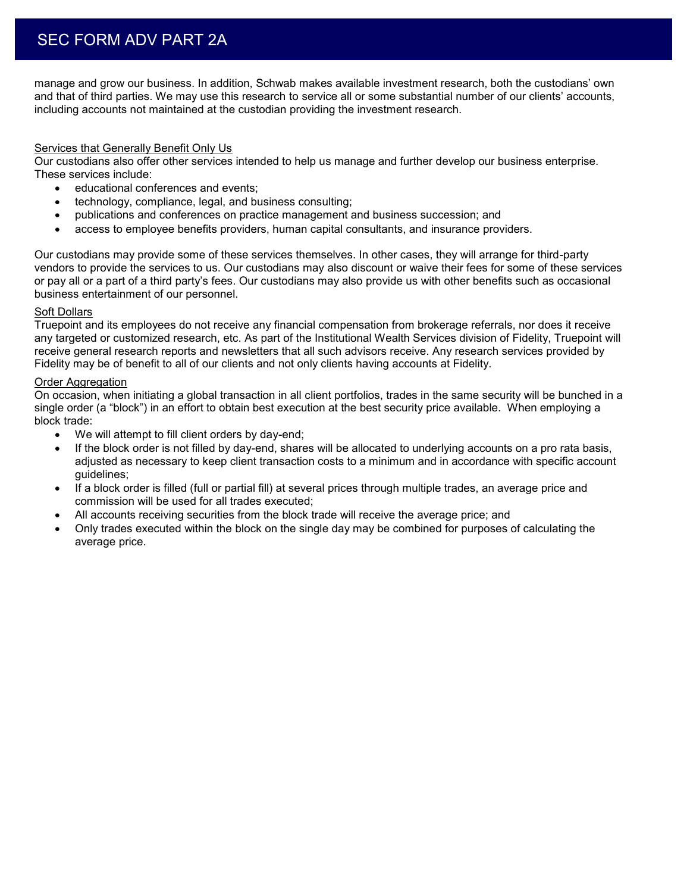manage and grow our business. In addition, Schwab makes available investment research, both the custodians' own and that of third parties. We may use this research to service all or some substantial number of our clients' accounts, including accounts not maintained at the custodian providing the investment research.

<u>Services that Generally Benefit Only Us</u>

Our custodians also offer other services intended to help us manage and further develop our business enterprise. These services include:

- educational conferences and events;
- technology, compliance, legal, and business consulting;
- publications and conferences on practice management and business succession; and
- access to employee benefits providers, human capital consultants, and insurance providers.

Our custodians may provide some of these services themselves. In other cases, they will arrange for third-party vendors to provide the services to us. Our custodians may also discount or waive their fees for some of these services or pay all or a part of a third party's fees. Our custodians may also provide us with other benefits such as occasional business entertainment of our personnel.

<u>Soft Dollars</u>

Truepoint and its employees do not receive any financial compensation from brokerage referrals, nor does it receive any targeted or customized research, etc. As part of the Institutional Wealth Services division of Fidelity, Truepoint will receive general research reports and newsletters that all such advisors receive. Any research services provided by Fidelity may be of benefit to all of our clients and not only clients having accounts at Fidelity.

<u>Order Aggregation</u>

On occasion, when initiating a global transaction in all client portfolios, trades in the same security will be bunched in a single order (a "block") in an effort to obtain best execution at the best security price available. When employing a block trade:

- We will attempt to fill client orders by day-end;
- If the block order is not filled by day-end, shares will be allocated to underlying accounts on a pro rata basis, adjusted as necessary to keep client transaction costs to a minimum and in accordance with specific account guidelines;
- If a block order is filled (full or partial fill) at several prices through multiple trades, an average price and commission will be used for all trades executed;
- All accounts receiving securities from the block trade will receive the average price; and
- Only trades executed within the block on the single day may be combined for purposes of calculating the average price.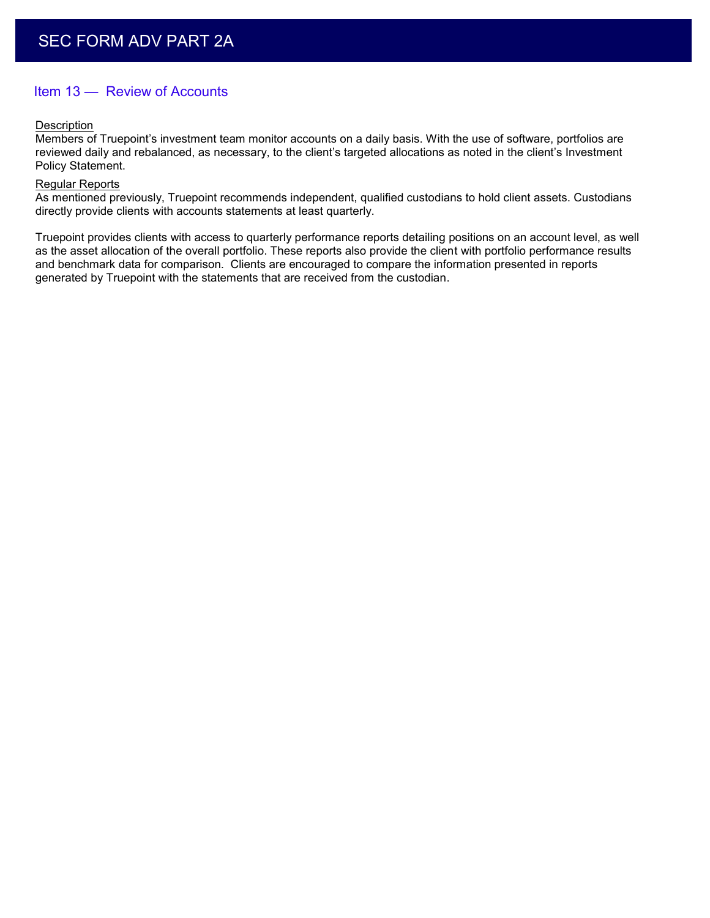# SEC FORM ADV PART 2A

## Item 13 — Review of Accounts

Description

Members of Truepoint's investment team monitor accounts on a daily basis. With the use of software, portfolios are reviewed daily and rebalanced, as necessary, to the client's targeted allocations as noted in the client's Investment Policy Statement.

Regular Reports

As mentioned previously, Truepoint recommends independent, qualified custodians to hold client assets. Custodians directly provide clients with accounts statements at least quarterly.

Truepoint provides clients with access to quarterly performance reports detailing positions on an account level, as well as the asset allocation of the overall portfolio. These reports also provide the client with portfolio performance results and benchmark data for comparison. Clients are encouraged to compare the information presented in reports generated by Truepoint with the statements that are received from the custodian.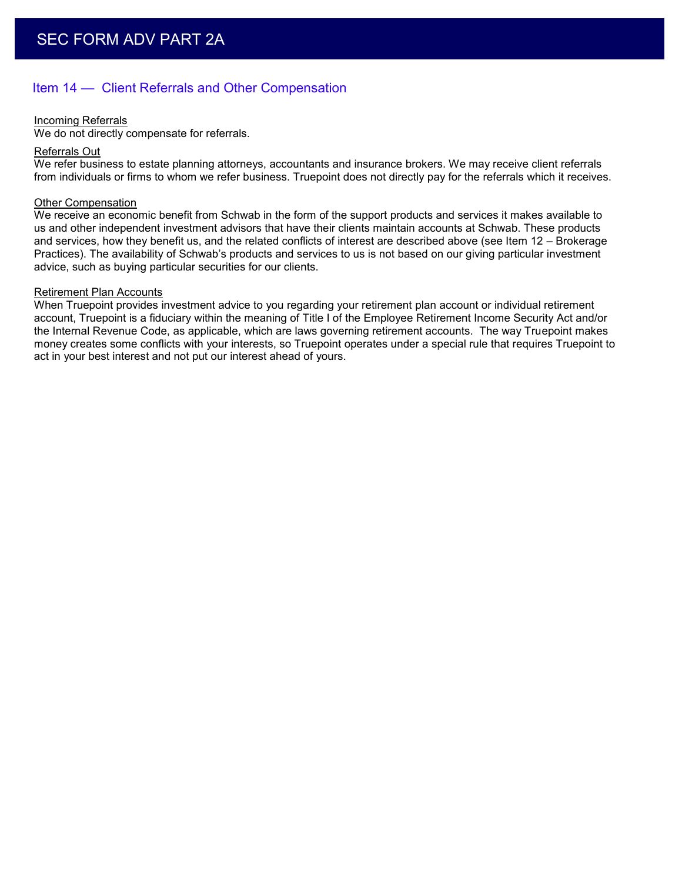## Item 14 — Client Referrals and Other Compensation

Incoming Referrals

We do not directly compensate for referrals.

Referrals Out

We refer business to estate planning attorneys, accountants and insurance brokers. We may receive client referrals from individuals or firms to whom we refer business. Truepoint does not directly pay for the referrals which it receives.

Other Compensation

We receive an economic benefit from Schwab in the form of the support products and services it makes available to us and other independent investment advisors that have their clients maintain accounts at Schwab. These products and services, how they benefit us, and the related conflicts of interest are described above (see Item 12 – Brokerage Practices). The availability of Schwab's products and services to us is not based on our giving particular investment advice, such as buying particular securities for our clients.

Retirement Plan Accounts

When Truepoint provides investment advice to you regarding your retirement plan account or individual retirement account, Truepoint is a fiduciary within the meaning of Title I of the Employee Retirement Income Security Act and/or the Internal Revenue Code, as applicable, which are laws governing retirement accounts. The way Truepoint makes money creates some conflicts with your interests, so Truepoint operates under a special rule that requires Truepoint to act in your best interest and not put our interest ahead of yours.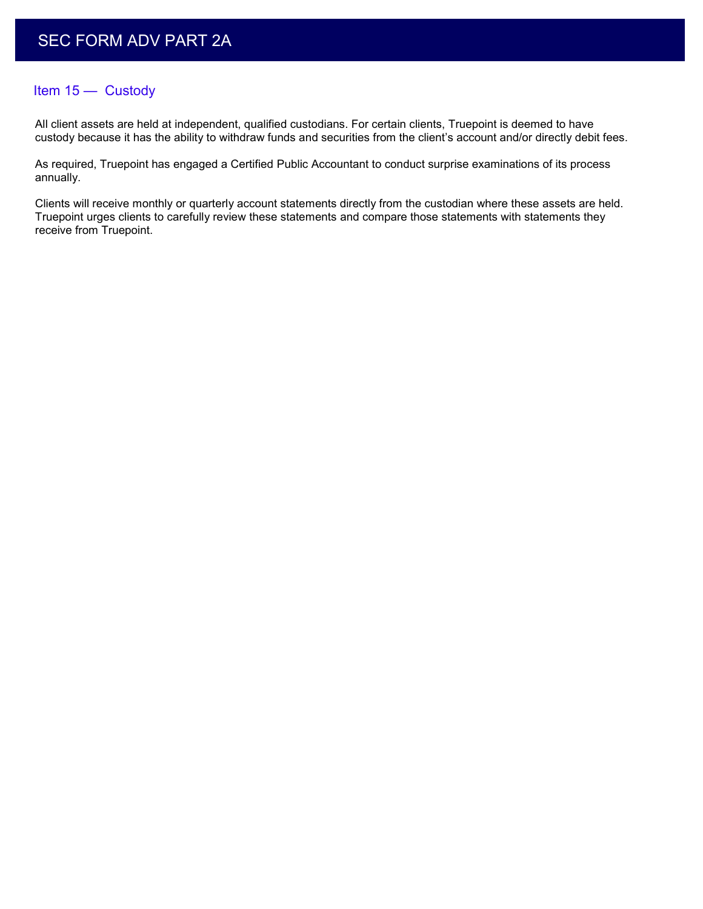## Item 15 — Custody

All client assets are held at independent, qualified custodians. For certain clients, Truepoint is deemed to have custody because it has the ability to withdraw funds and securities from the client's account and/or directly debit fees.

As required, Truepoint has engaged a Certified Public Accountant to conduct surprise examinations of its process annually.

Clients will receive monthly or quarterly account statements directly from the custodian where these assets are held. Truepoint urges clients to carefully review these statements and compare those statements with statements they receive from Truepoint.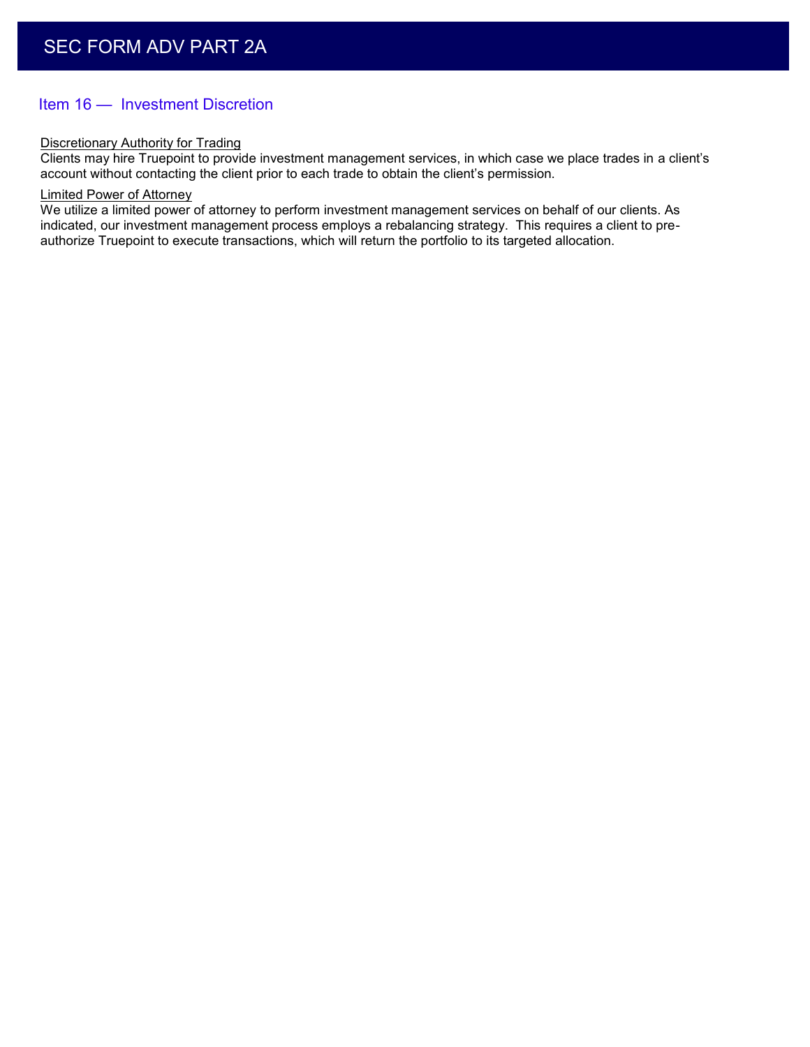## Item 16 — Investment Discretion

Discretionary Authority for Trading

Clients may hire Truepoint to provide investment management services, in which case we place trades in a client's account without contacting the client prior to each trade to obtain the client's permission.

Limited Power of Attorney

We utilize a limited power of attorney to perform investment management services on behalf of our clients. As indicated, our investment management process employs a rebalancing strategy. This requires a client to pre-authorize Truepoint to execute transactions, which will return the portfolio to its targeted allocation.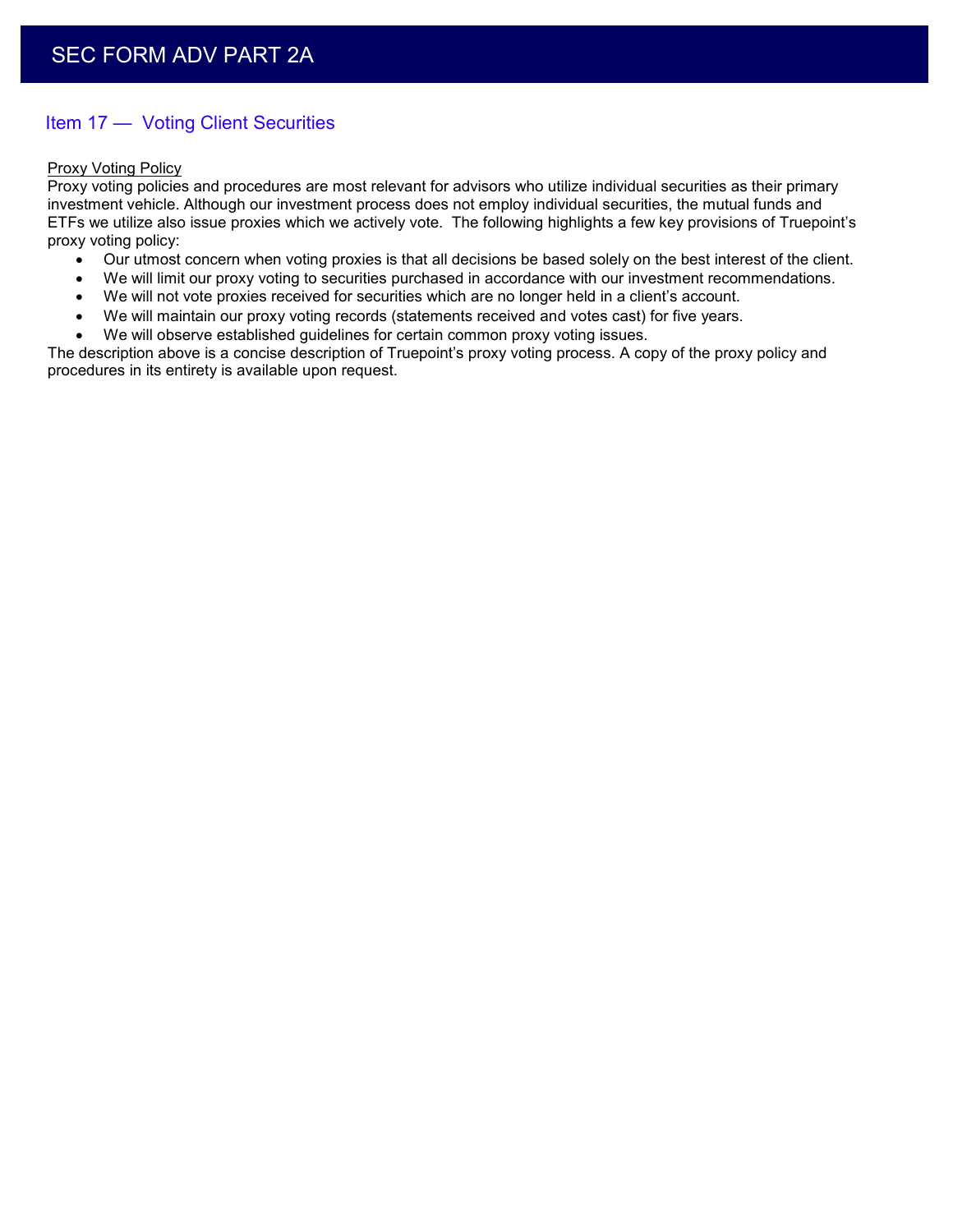## Item 17 — Voting Client Securities

Proxy Voting Policy

Proxy voting policies and procedures are most relevant for advisors who utilize individual securities as their primary investment vehicle. Although our investment process does not employ individual securities, the mutual funds and ETFs we utilize also issue proxies which we actively vote. The following highlights a few key provisions of Truepoint's proxy voting policy:

- Our utmost concern when voting proxies is that all decisions be based solely on the best interest of the client.
- We will limit our proxy voting to securities purchased in accordance with our investment recommendations.
- We will not vote proxies received for securities which are no longer held in a client's account.
- We will maintain our proxy voting records (statements received and votes cast) for five years.
- We will observe established guidelines for certain common proxy voting issues.

The description above is a concise description of Truepoint's proxy voting process. A copy of the proxy policy and procedures in its entirety is available upon request.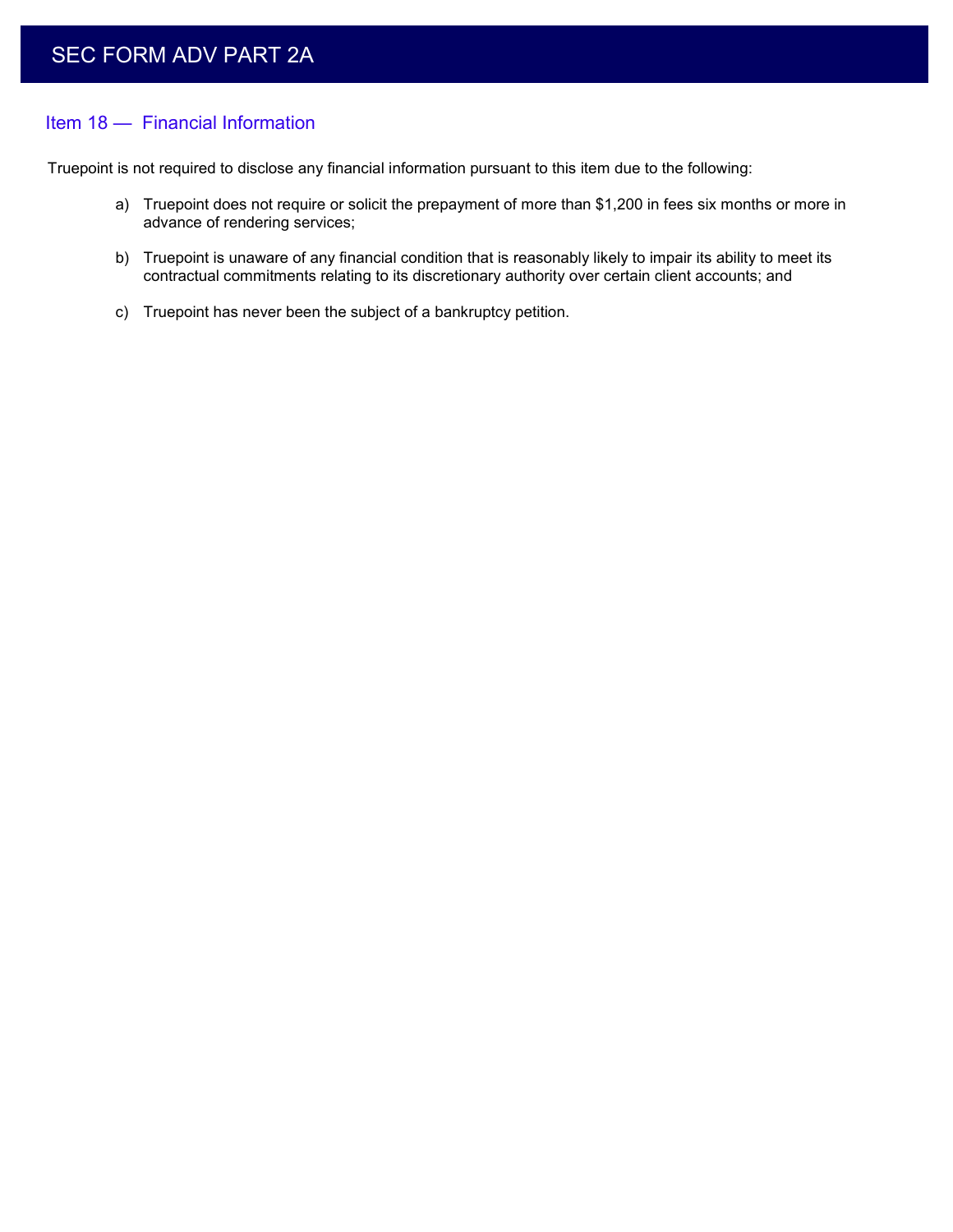## Item 18 — Financial Information

Truepoint is not required to disclose any financial information pursuant to this item due to the following:

a) Truepoint does not require or solicit the prepayment of more than $1,200 in fees six months or more in advance of rendering services;

b) Truepoint is unaware of any financial condition that is reasonably likely to impair its ability to meet its contractual commitments relating to its discretionary authority over certain client accounts; and

c) Truepoint has never been the subject of a bankruptcy petition.